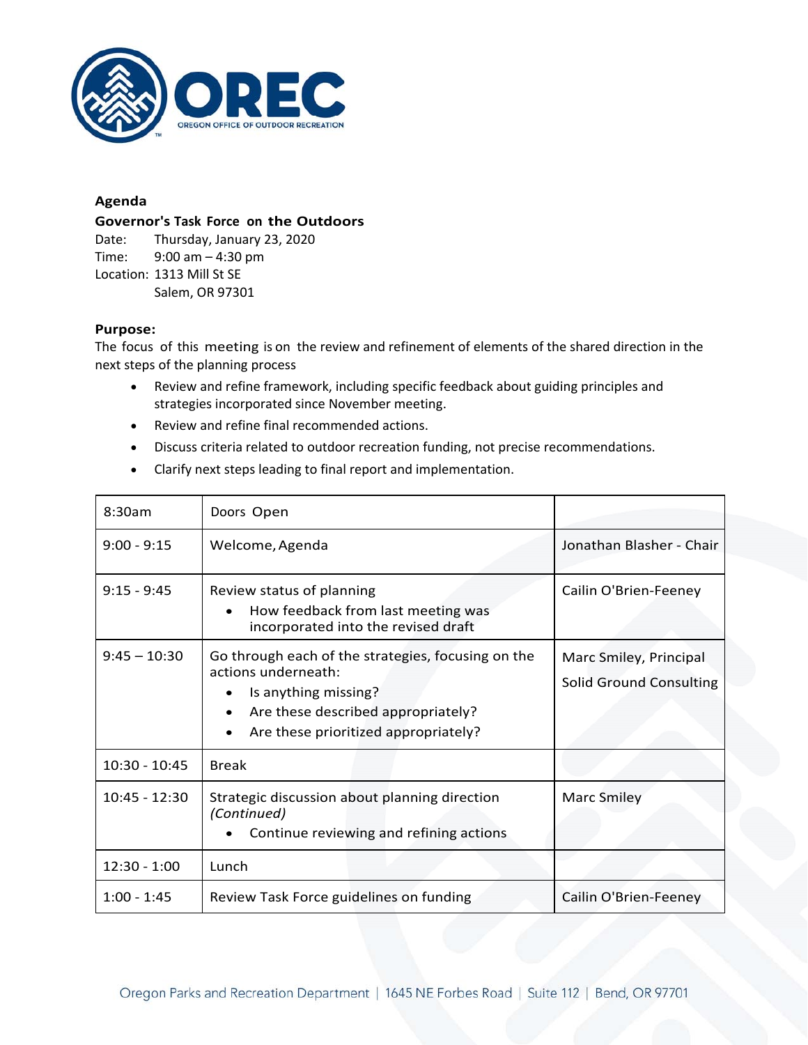**Agenda**

**Governor's Task Force on the Outdoors**

Date: Thursday, January 23, 2020
Time: 9:00 am – 4:30 pm
Location: 1313 Mill St SE
Salem, OR 97301

**Purpose:**

The focus of this meeting is on the review and refinement of elements of the shared direction in the next steps of the planning process

- Review and refine framework, including specific feedback about guiding principles and strategies incorporated since November meeting.
- Review and refine final recommended actions.
- Discuss criteria related to outdoor recreation funding, not precise recommendations.
- Clarify next steps leading to final report and implementation.

| Time | Agenda Item | Presenter |
|---|---|---|
| 8:30am | Doors Open | |
| 9:00 - 9:15 | Welcome, Agenda | Jonathan Blasher - Chair |
| 9:15 - 9:45 | Review status of planning<br>• How feedback from last meeting was incorporated into the revised draft | Cailin O'Brien-Feeney |
| 9:45 – 10:30 | Go through each of the strategies, focusing on the actions underneath:<br>• Is anything missing?<br>• Are these described appropriately?<br>• Are these prioritized appropriately? | Marc Smiley, Principal<br>Solid Ground Consulting |
| 10:30 - 10:45 | Break | |
| 10:45 - 12:30 | Strategic discussion about planning direction *(Continued)*<br>• Continue reviewing and refining actions | Marc Smiley |
| 12:30 - 1:00 | Lunch | |
| 1:00 - 1:45 | Review Task Force guidelines on funding | Cailin O'Brien-Feeney |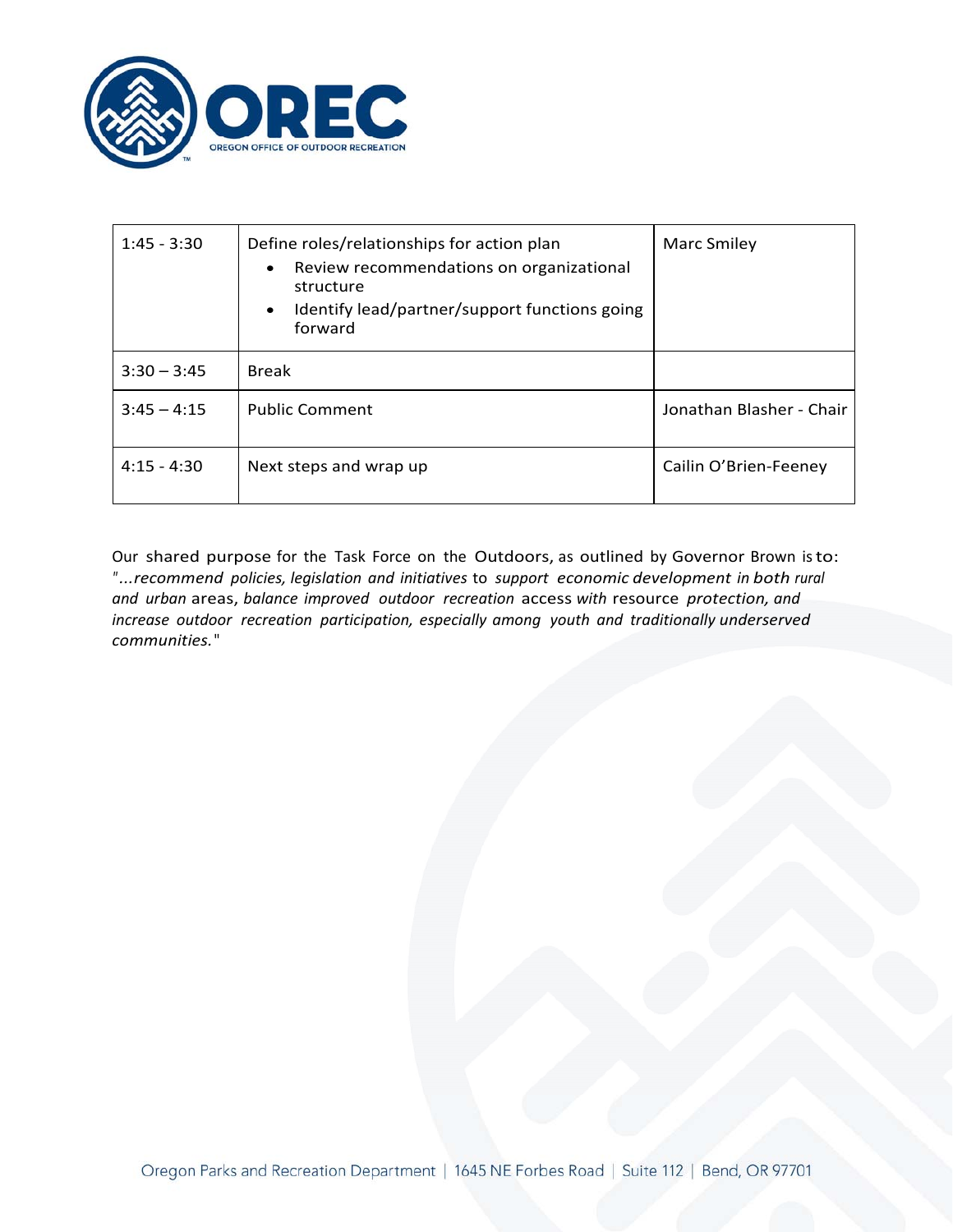| | | |
|---|---|---|
| 1:45 - 3:30 | Define roles/relationships for action plan<br>• Review recommendations on organizational structure<br>• Identify lead/partner/support functions going forward | Marc Smiley |
| 3:30 – 3:45 | Break | |
| 3:45 – 4:15 | Public Comment | Jonathan Blasher - Chair |
| 4:15 - 4:30 | Next steps and wrap up | Cailin O'Brien-Feeney |

Our shared purpose for the Task Force on the Outdoors, as outlined by Governor Brown is to: *"...recommend policies, legislation and initiatives* to *support economic development in both rural and urban* areas, *balance improved outdoor recreation* access *with* resource *protection, and increase outdoor recreation participation, especially among youth and traditionally underserved communities."*